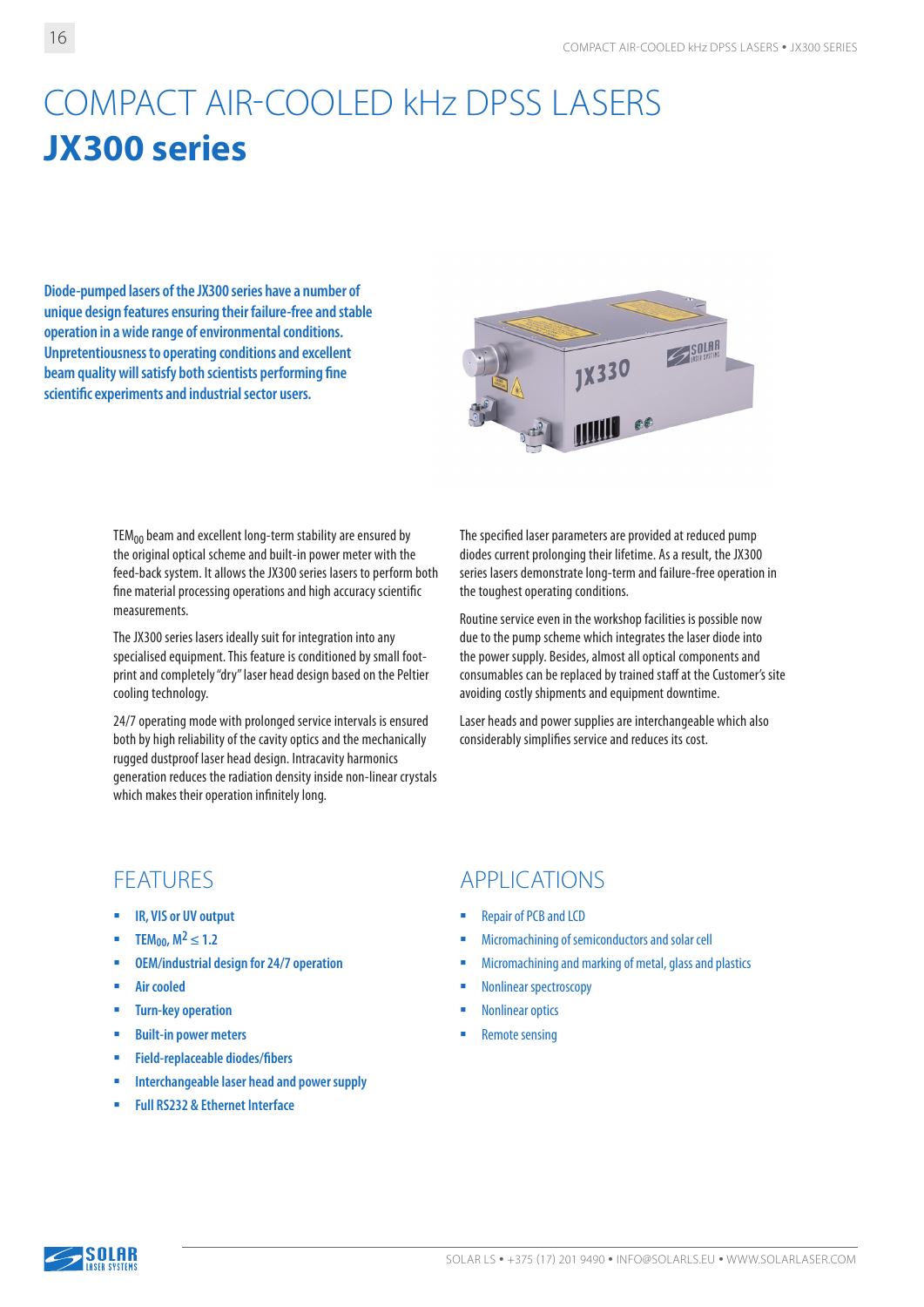# COMPACT AIR-COOLED kHz DPSS LASERS
# **JX300 series**

**Diode-pumped lasers of the JX300 series have a number of unique design features ensuring their failure-free and stable operation in a wide range of environmental conditions. Unpretentiousness to operating conditions and excellent beam quality will satisfy both scientists performing fine scientific experiments and industrial sector users.**

$TEM_{00}$ beam and excellent long-term stability are ensured by the original optical scheme and built-in power meter with the feed-back system. It allows the JX300 series lasers to perform both fine material processing operations and high accuracy scientific measurements.

The JX300 series lasers ideally suit for integration into any specialised equipment. This feature is conditioned by small footprint and completely "dry" laser head design based on the Peltier cooling technology.

24/7 operating mode with prolonged service intervals is ensured both by high reliability of the cavity optics and the mechanically rugged dustproof laser head design. Intracavity harmonics generation reduces the radiation density inside non-linear crystals which makes their operation infinitely long.

The specified laser parameters are provided at reduced pump diodes current prolonging their lifetime. As a result, the JX300 series lasers demonstrate long-term and failure-free operation in the toughest operating conditions.

Routine service even in the workshop facilities is possible now due to the pump scheme which integrates the laser diode into the power supply. Besides, almost all optical components and consumables can be replaced by trained staff at the Customer's site avoiding costly shipments and equipment downtime.

Laser heads and power supplies are interchangeable which also considerably simplifies service and reduces its cost.

## FEATURES

- IR, VIS or UV output
- $TEM_{00}$, $M^2 \leq 1.2$
- OEM/industrial design for 24/7 operation
- Air cooled
- Turn-key operation
- Built-in power meters
- Field-replaceable diodes/fibers
- Interchangeable laser head and power supply
- Full RS232 & Ethernet Interface

## APPLICATIONS

- Repair of PCB and LCD
- Micromachining of semiconductors and solar cell
- Micromachining and marking of metal, glass and plastics
- Nonlinear spectroscopy
- Nonlinear optics
- Remote sensing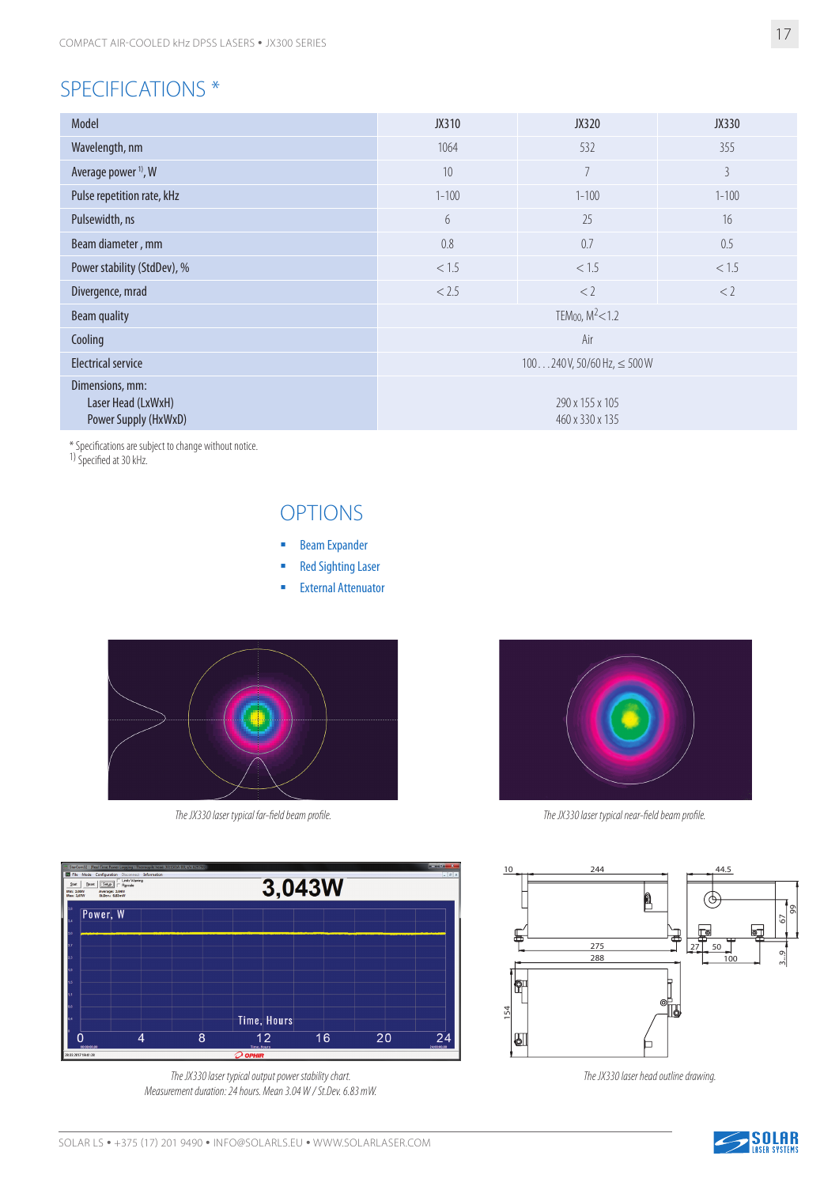# SPECIFICATIONS *

| Model | JX310 | JX320 | JX330 |
|---|---|---|---|
| Wavelength, nm | 1064 | 532 | 355 |
| Average power [1], W | 10 | 7 | 3 |
| Pulse repetition rate, kHz | 1-100 | 1-100 | 1-100 |
| Pulsewidth, ns | 6 | 25 | 16 |
| Beam diameter , mm | 0.8 | 0.7 | 0.5 |
| Power stability (StdDev), % | < 1.5 | < 1.5 | < 1.5 |
| Divergence, mrad | < 2.5 | < 2 | < 2 |
| Beam quality | $TEM_{00}$, $M^2$<1.2 | | |
| Cooling | Air | | |
| Electrical service | 100…240 V, 50/60 Hz, ≤ 500 W | | |
| Dimensions, mm: Laser Head (LxWxH) Power Supply (HxWxD) | 290 x 155 x 105 460 x 330 x 135 | | |

\* Specifications are subject to change without notice.
[1] Specified at 30 kHz.

## OPTIONS

- Beam Expander
- Red Sighting Laser
- External Attenuator

*The JX330 laser typical far-field beam profile.*

*The JX330 laser typical near-field beam profile.*

3,043W
Power, W
Time, Hours
0 4 8 12 16 20 24

*The JX330 laser typical output power stability chart. Measurement duration: 24 hours. Mean 3.04 W / St.Dev. 6.83 mW.*

10 244 275 288 154 44.5 67 99 27 50 100 3...9

*The JX330 laser head outline drawing.*